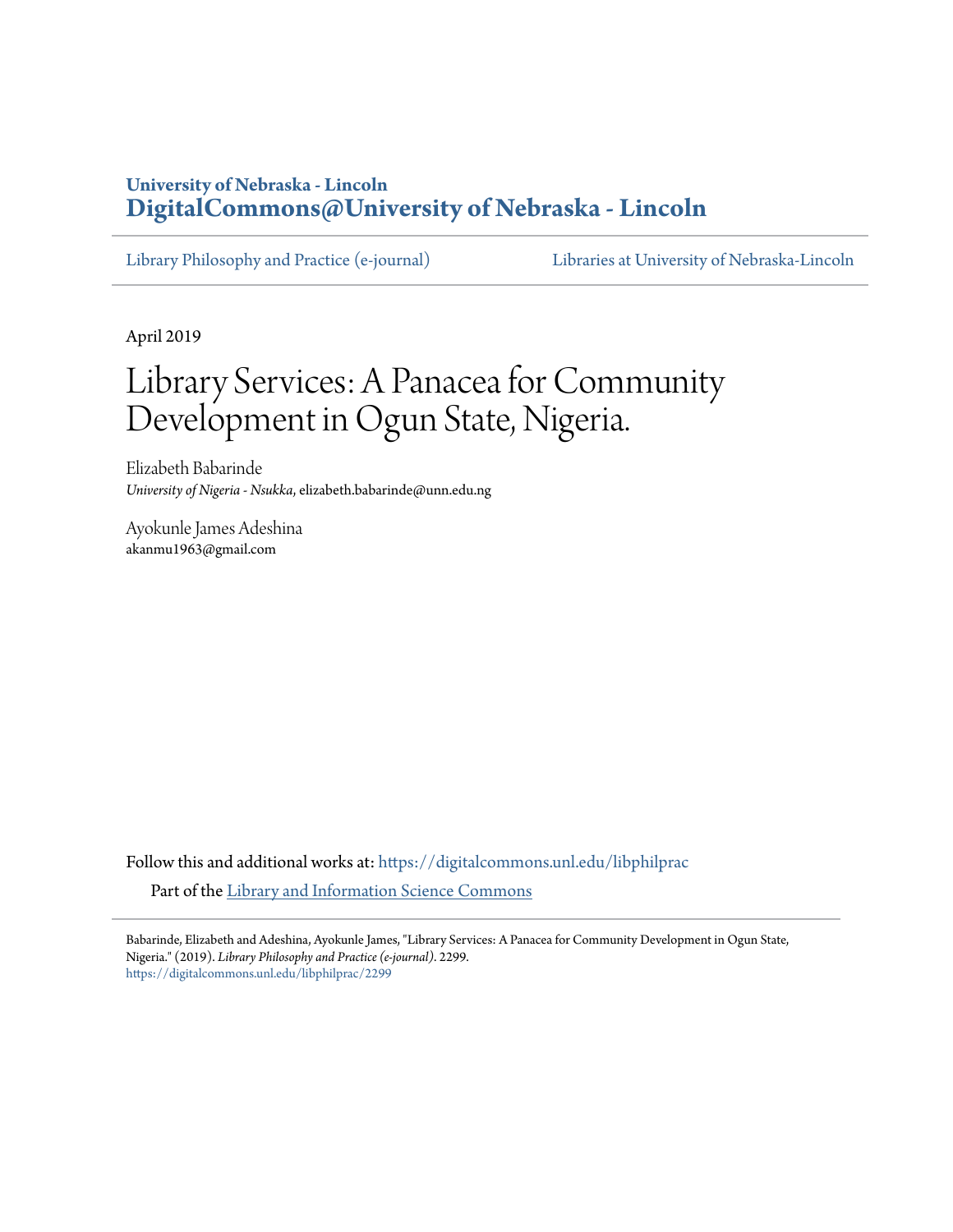University of Nebraska - Lincoln
**DigitalCommons@University of Nebraska - Lincoln**

Library Philosophy and Practice (e-journal) | Libraries at University of Nebraska-Lincoln

April 2019

# Library Services: A Panacea for Community Development in Ogun State, Nigeria.

Elizabeth Babarinde
*University of Nigeria - Nsukka*, elizabeth.babarinde@unn.edu.ng

Ayokunle James Adeshina
akanmu1963@gmail.com

Follow this and additional works at: https://digitalcommons.unl.edu/libphilprac

Part of the Library and Information Science Commons

Babarinde, Elizabeth and Adeshina, Ayokunle James, "Library Services: A Panacea for Community Development in Ogun State, Nigeria." (2019). *Library Philosophy and Practice (e-journal)*. 2299.
https://digitalcommons.unl.edu/libphilprac/2299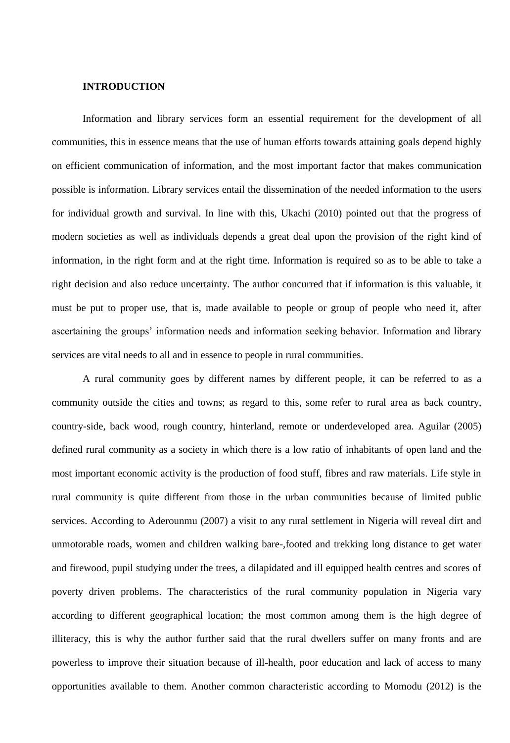**INTRODUCTION**

Information and library services form an essential requirement for the development of all communities, this in essence means that the use of human efforts towards attaining goals depend highly on efficient communication of information, and the most important factor that makes communication possible is information. Library services entail the dissemination of the needed information to the users for individual growth and survival. In line with this, Ukachi (2010) pointed out that the progress of modern societies as well as individuals depends a great deal upon the provision of the right kind of information, in the right form and at the right time. Information is required so as to be able to take a right decision and also reduce uncertainty. The author concurred that if information is this valuable, it must be put to proper use, that is, made available to people or group of people who need it, after ascertaining the groups' information needs and information seeking behavior. Information and library services are vital needs to all and in essence to people in rural communities.

A rural community goes by different names by different people, it can be referred to as a community outside the cities and towns; as regard to this, some refer to rural area as back country, country-side, back wood, rough country, hinterland, remote or underdeveloped area. Aguilar (2005) defined rural community as a society in which there is a low ratio of inhabitants of open land and the most important economic activity is the production of food stuff, fibres and raw materials. Life style in rural community is quite different from those in the urban communities because of limited public services. According to Aderounmu (2007) a visit to any rural settlement in Nigeria will reveal dirt and unmotorable roads, women and children walking bare-,footed and trekking long distance to get water and firewood, pupil studying under the trees, a dilapidated and ill equipped health centres and scores of poverty driven problems. The characteristics of the rural community population in Nigeria vary according to different geographical location; the most common among them is the high degree of illiteracy, this is why the author further said that the rural dwellers suffer on many fronts and are powerless to improve their situation because of ill-health, poor education and lack of access to many opportunities available to them. Another common characteristic according to Momodu (2012) is the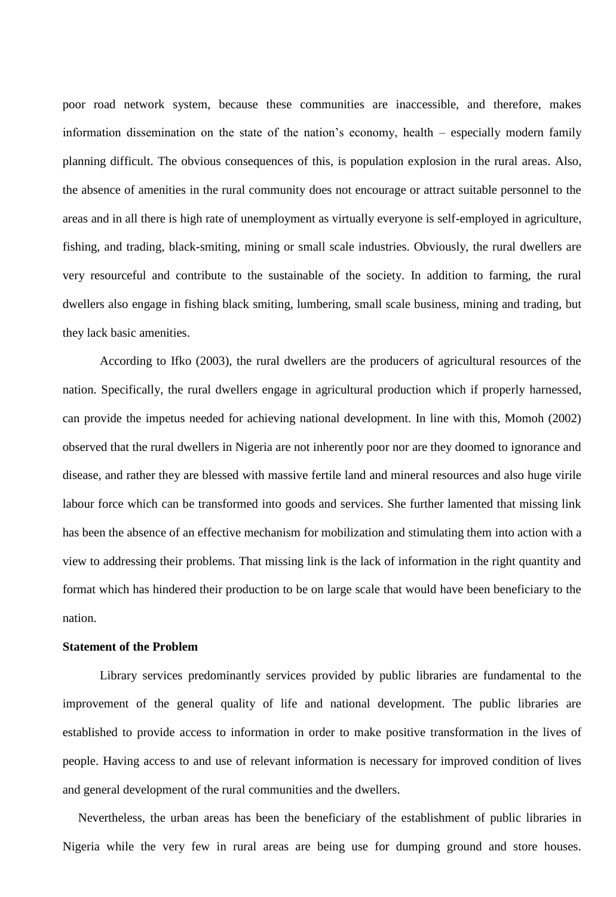poor road network system, because these communities are inaccessible, and therefore, makes information dissemination on the state of the nation's economy, health – especially modern family planning difficult. The obvious consequences of this, is population explosion in the rural areas. Also, the absence of amenities in the rural community does not encourage or attract suitable personnel to the areas and in all there is high rate of unemployment as virtually everyone is self-employed in agriculture, fishing, and trading, black-smiting, mining or small scale industries. Obviously, the rural dwellers are very resourceful and contribute to the sustainable of the society. In addition to farming, the rural dwellers also engage in fishing black smiting, lumbering, small scale business, mining and trading, but they lack basic amenities.

According to Ifko (2003), the rural dwellers are the producers of agricultural resources of the nation. Specifically, the rural dwellers engage in agricultural production which if properly harnessed, can provide the impetus needed for achieving national development. In line with this, Momoh (2002) observed that the rural dwellers in Nigeria are not inherently poor nor are they doomed to ignorance and disease, and rather they are blessed with massive fertile land and mineral resources and also huge virile labour force which can be transformed into goods and services. She further lamented that missing link has been the absence of an effective mechanism for mobilization and stimulating them into action with a view to addressing their problems. That missing link is the lack of information in the right quantity and format which has hindered their production to be on large scale that would have been beneficiary to the nation.

**Statement of the Problem**

Library services predominantly services provided by public libraries are fundamental to the improvement of the general quality of life and national development. The public libraries are established to provide access to information in order to make positive transformation in the lives of people. Having access to and use of relevant information is necessary for improved condition of lives and general development of the rural communities and the dwellers.

Nevertheless, the urban areas has been the beneficiary of the establishment of public libraries in Nigeria while the very few in rural areas are being use for dumping ground and store houses.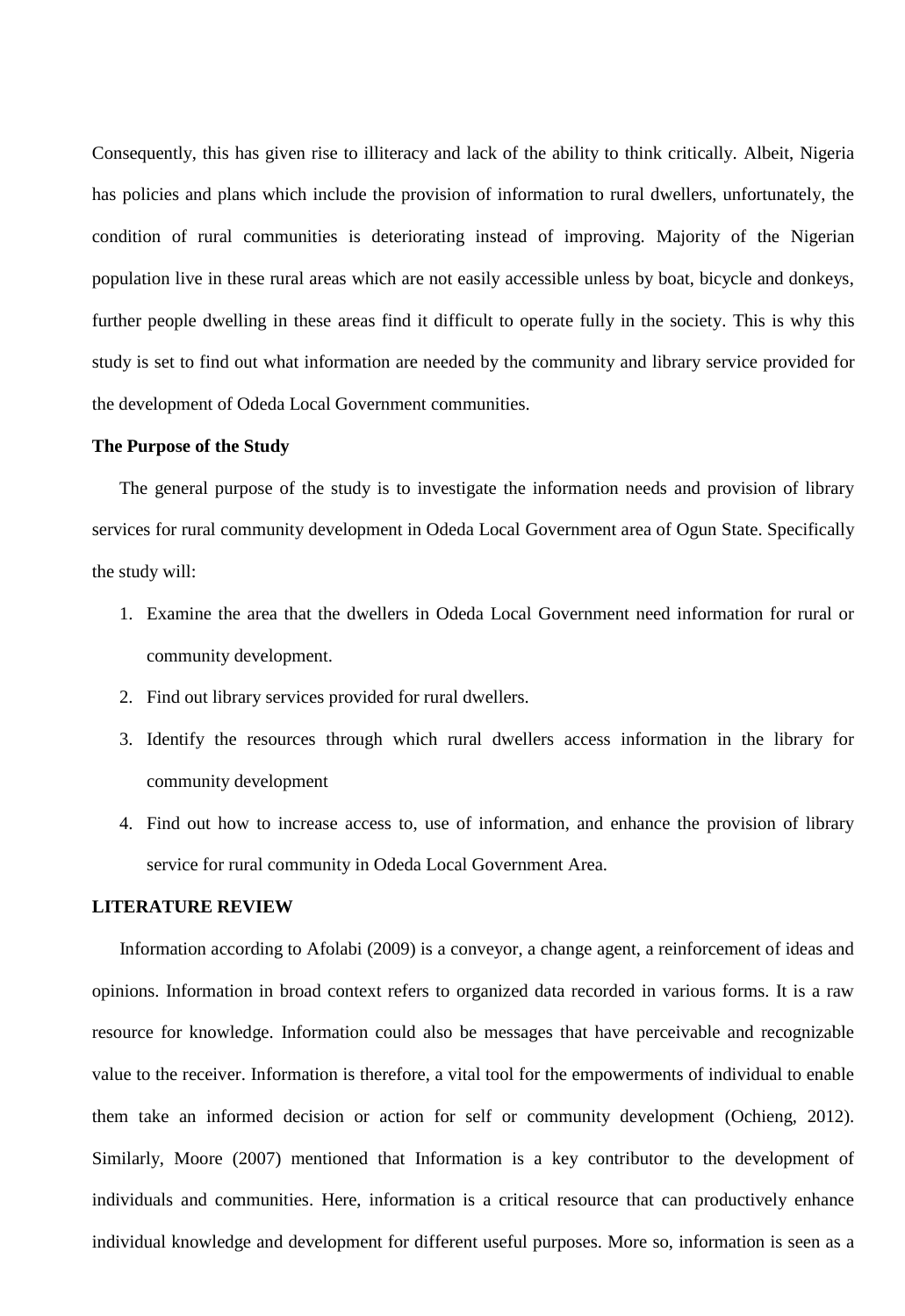Consequently, this has given rise to illiteracy and lack of the ability to think critically. Albeit, Nigeria has policies and plans which include the provision of information to rural dwellers, unfortunately, the condition of rural communities is deteriorating instead of improving. Majority of the Nigerian population live in these rural areas which are not easily accessible unless by boat, bicycle and donkeys, further people dwelling in these areas find it difficult to operate fully in the society. This is why this study is set to find out what information are needed by the community and library service provided for the development of Odeda Local Government communities.

**The Purpose of the Study**

The general purpose of the study is to investigate the information needs and provision of library services for rural community development in Odeda Local Government area of Ogun State. Specifically the study will:

1. Examine the area that the dwellers in Odeda Local Government need information for rural or community development.
2. Find out library services provided for rural dwellers.
3. Identify the resources through which rural dwellers access information in the library for community development
4. Find out how to increase access to, use of information, and enhance the provision of library service for rural community in Odeda Local Government Area.

**LITERATURE REVIEW**

Information according to Afolabi (2009) is a conveyor, a change agent, a reinforcement of ideas and opinions. Information in broad context refers to organized data recorded in various forms. It is a raw resource for knowledge. Information could also be messages that have perceivable and recognizable value to the receiver. Information is therefore, a vital tool for the empowerments of individual to enable them take an informed decision or action for self or community development (Ochieng, 2012). Similarly, Moore (2007) mentioned that Information is a key contributor to the development of individuals and communities. Here, information is a critical resource that can productively enhance individual knowledge and development for different useful purposes. More so, information is seen as a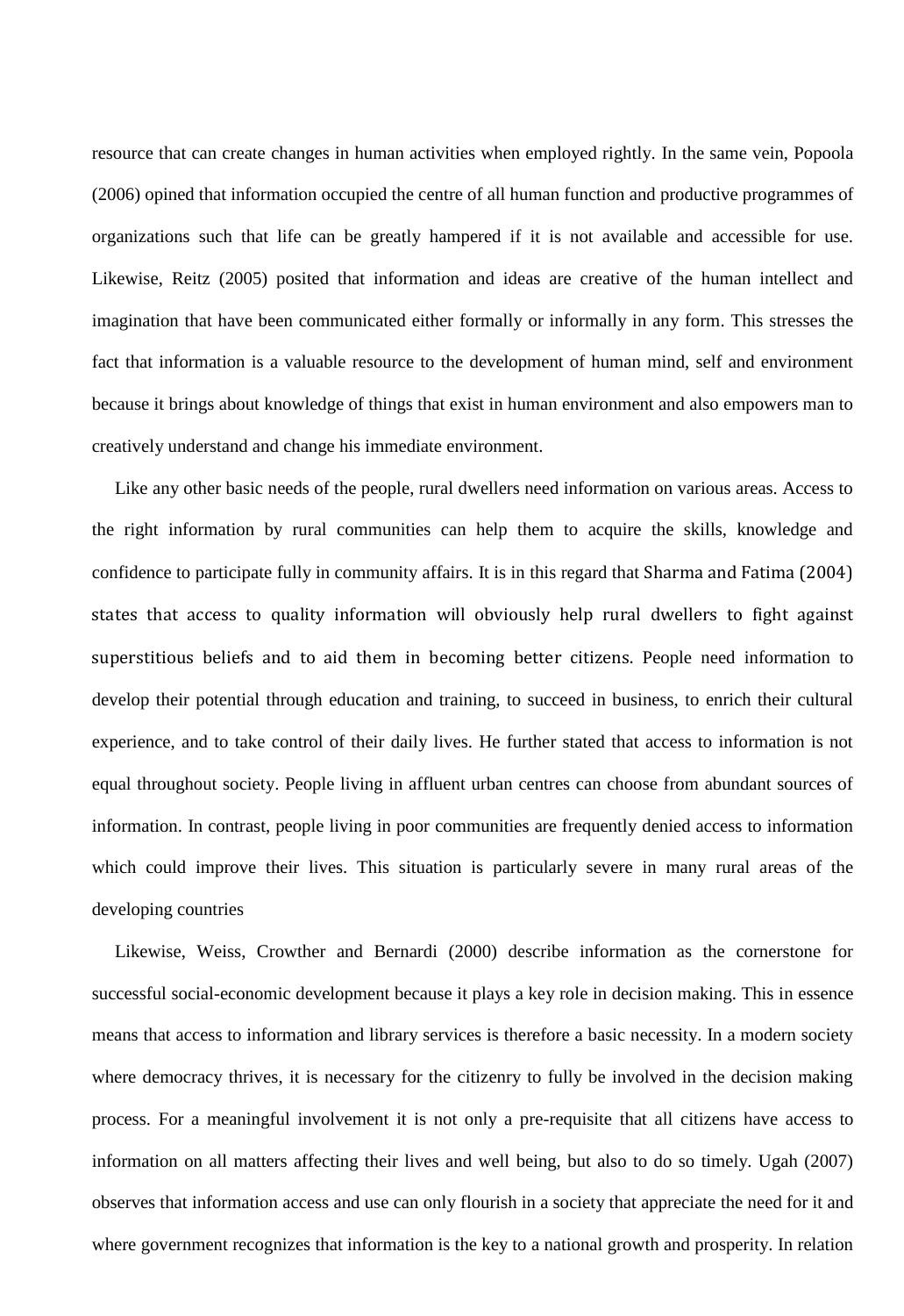resource that can create changes in human activities when employed rightly. In the same vein, Popoola (2006) opined that information occupied the centre of all human function and productive programmes of organizations such that life can be greatly hampered if it is not available and accessible for use. Likewise, Reitz (2005) posited that information and ideas are creative of the human intellect and imagination that have been communicated either formally or informally in any form. This stresses the fact that information is a valuable resource to the development of human mind, self and environment because it brings about knowledge of things that exist in human environment and also empowers man to creatively understand and change his immediate environment.

Like any other basic needs of the people, rural dwellers need information on various areas. Access to the right information by rural communities can help them to acquire the skills, knowledge and confidence to participate fully in community affairs. It is in this regard that Sharma and Fatima (2004) states that access to quality information will obviously help rural dwellers to fight against superstitious beliefs and to aid them in becoming better citizens. People need information to develop their potential through education and training, to succeed in business, to enrich their cultural experience, and to take control of their daily lives. He further stated that access to information is not equal throughout society. People living in affluent urban centres can choose from abundant sources of information. In contrast, people living in poor communities are frequently denied access to information which could improve their lives. This situation is particularly severe in many rural areas of the developing countries

Likewise, Weiss, Crowther and Bernardi (2000) describe information as the cornerstone for successful social-economic development because it plays a key role in decision making. This in essence means that access to information and library services is therefore a basic necessity. In a modern society where democracy thrives, it is necessary for the citizenry to fully be involved in the decision making process. For a meaningful involvement it is not only a pre-requisite that all citizens have access to information on all matters affecting their lives and well being, but also to do so timely. Ugah (2007) observes that information access and use can only flourish in a society that appreciate the need for it and where government recognizes that information is the key to a national growth and prosperity. In relation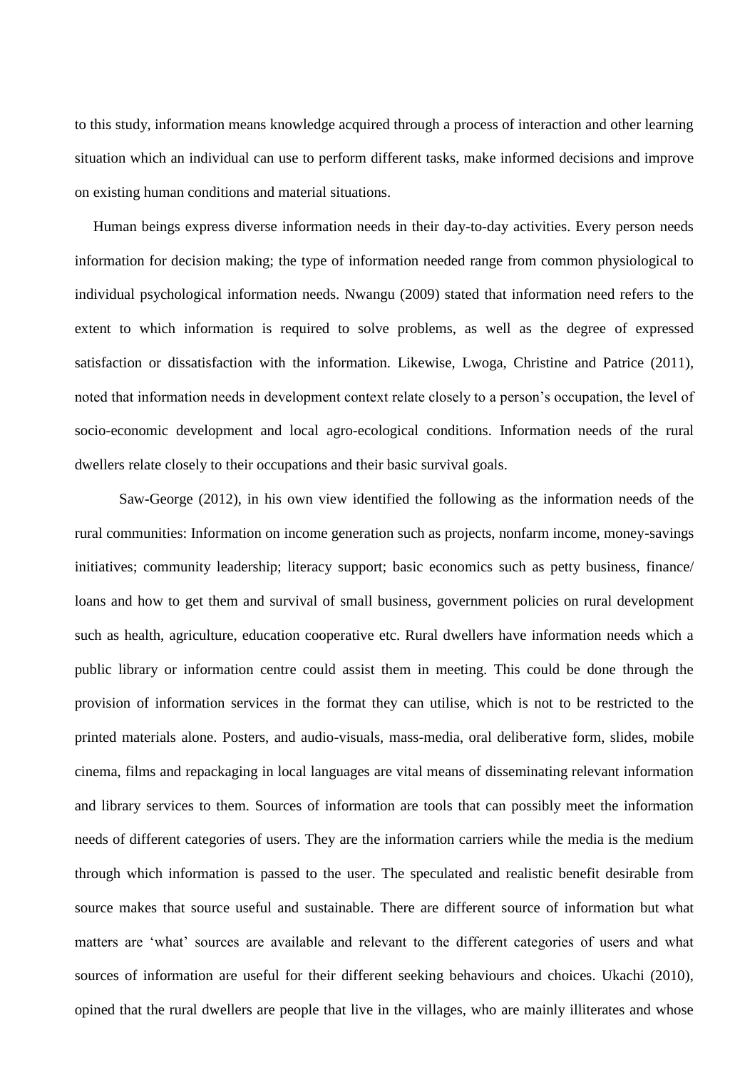to this study, information means knowledge acquired through a process of interaction and other learning situation which an individual can use to perform different tasks, make informed decisions and improve on existing human conditions and material situations.

Human beings express diverse information needs in their day-to-day activities. Every person needs information for decision making; the type of information needed range from common physiological to individual psychological information needs. Nwangu (2009) stated that information need refers to the extent to which information is required to solve problems, as well as the degree of expressed satisfaction or dissatisfaction with the information. Likewise, Lwoga, Christine and Patrice (2011), noted that information needs in development context relate closely to a person's occupation, the level of socio-economic development and local agro-ecological conditions. Information needs of the rural dwellers relate closely to their occupations and their basic survival goals.

Saw-George (2012), in his own view identified the following as the information needs of the rural communities: Information on income generation such as projects, nonfarm income, money-savings initiatives; community leadership; literacy support; basic economics such as petty business, finance/ loans and how to get them and survival of small business, government policies on rural development such as health, agriculture, education cooperative etc. Rural dwellers have information needs which a public library or information centre could assist them in meeting. This could be done through the provision of information services in the format they can utilise, which is not to be restricted to the printed materials alone. Posters, and audio-visuals, mass-media, oral deliberative form, slides, mobile cinema, films and repackaging in local languages are vital means of disseminating relevant information and library services to them. Sources of information are tools that can possibly meet the information needs of different categories of users. They are the information carriers while the media is the medium through which information is passed to the user. The speculated and realistic benefit desirable from source makes that source useful and sustainable. There are different source of information but what matters are 'what' sources are available and relevant to the different categories of users and what sources of information are useful for their different seeking behaviours and choices. Ukachi (2010), opined that the rural dwellers are people that live in the villages, who are mainly illiterates and whose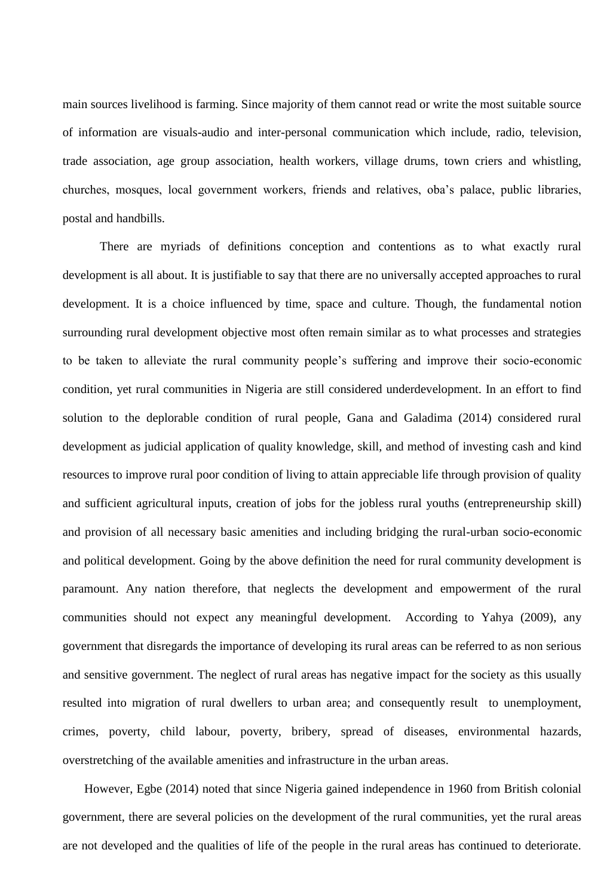main sources livelihood is farming. Since majority of them cannot read or write the most suitable source of information are visuals-audio and inter-personal communication which include, radio, television, trade association, age group association, health workers, village drums, town criers and whistling, churches, mosques, local government workers, friends and relatives, oba's palace, public libraries, postal and handbills.

There are myriads of definitions conception and contentions as to what exactly rural development is all about. It is justifiable to say that there are no universally accepted approaches to rural development. It is a choice influenced by time, space and culture. Though, the fundamental notion surrounding rural development objective most often remain similar as to what processes and strategies to be taken to alleviate the rural community people's suffering and improve their socio-economic condition, yet rural communities in Nigeria are still considered underdevelopment. In an effort to find solution to the deplorable condition of rural people, Gana and Galadima (2014) considered rural development as judicial application of quality knowledge, skill, and method of investing cash and kind resources to improve rural poor condition of living to attain appreciable life through provision of quality and sufficient agricultural inputs, creation of jobs for the jobless rural youths (entrepreneurship skill) and provision of all necessary basic amenities and including bridging the rural-urban socio-economic and political development. Going by the above definition the need for rural community development is paramount. Any nation therefore, that neglects the development and empowerment of the rural communities should not expect any meaningful development. According to Yahya (2009), any government that disregards the importance of developing its rural areas can be referred to as non serious and sensitive government. The neglect of rural areas has negative impact for the society as this usually resulted into migration of rural dwellers to urban area; and consequently result to unemployment, crimes, poverty, child labour, poverty, bribery, spread of diseases, environmental hazards, overstretching of the available amenities and infrastructure in the urban areas.

However, Egbe (2014) noted that since Nigeria gained independence in 1960 from British colonial government, there are several policies on the development of the rural communities, yet the rural areas are not developed and the qualities of life of the people in the rural areas has continued to deteriorate.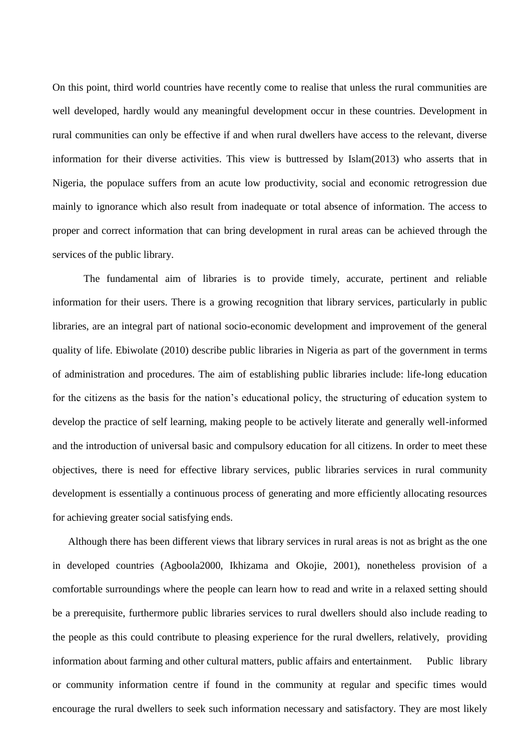On this point, third world countries have recently come to realise that unless the rural communities are well developed, hardly would any meaningful development occur in these countries. Development in rural communities can only be effective if and when rural dwellers have access to the relevant, diverse information for their diverse activities. This view is buttressed by Islam(2013) who asserts that in Nigeria, the populace suffers from an acute low productivity, social and economic retrogression due mainly to ignorance which also result from inadequate or total absence of information. The access to proper and correct information that can bring development in rural areas can be achieved through the services of the public library.

The fundamental aim of libraries is to provide timely, accurate, pertinent and reliable information for their users. There is a growing recognition that library services, particularly in public libraries, are an integral part of national socio-economic development and improvement of the general quality of life. Ebiwolate (2010) describe public libraries in Nigeria as part of the government in terms of administration and procedures. The aim of establishing public libraries include: life-long education for the citizens as the basis for the nation's educational policy, the structuring of education system to develop the practice of self learning, making people to be actively literate and generally well-informed and the introduction of universal basic and compulsory education for all citizens. In order to meet these objectives, there is need for effective library services, public libraries services in rural community development is essentially a continuous process of generating and more efficiently allocating resources for achieving greater social satisfying ends.

Although there has been different views that library services in rural areas is not as bright as the one in developed countries (Agboola2000, Ikhizama and Okojie, 2001), nonetheless provision of a comfortable surroundings where the people can learn how to read and write in a relaxed setting should be a prerequisite, furthermore public libraries services to rural dwellers should also include reading to the people as this could contribute to pleasing experience for the rural dwellers, relatively, providing information about farming and other cultural matters, public affairs and entertainment. Public library or community information centre if found in the community at regular and specific times would encourage the rural dwellers to seek such information necessary and satisfactory. They are most likely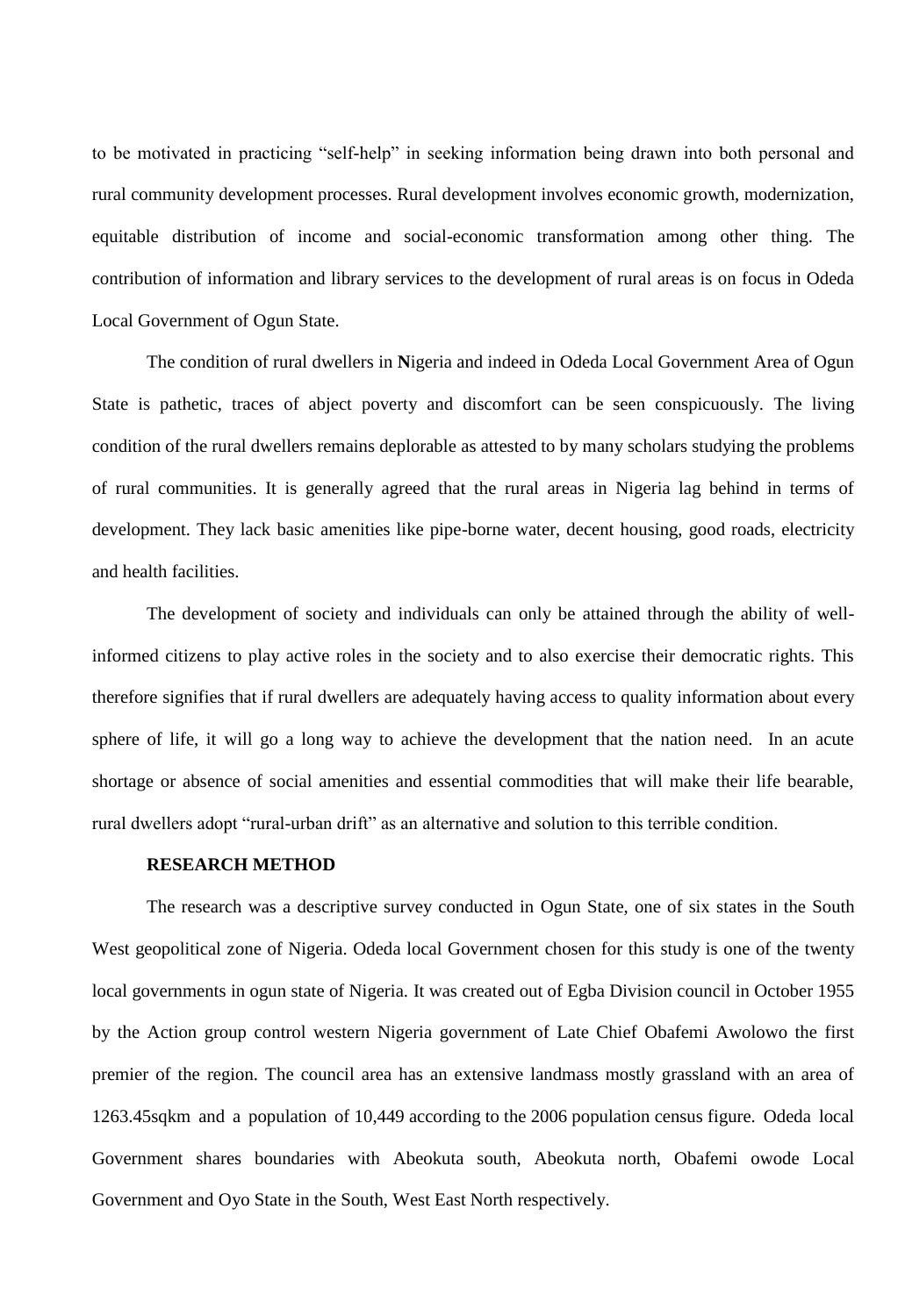to be motivated in practicing "self-help" in seeking information being drawn into both personal and rural community development processes. Rural development involves economic growth, modernization, equitable distribution of income and social-economic transformation among other thing. The contribution of information and library services to the development of rural areas is on focus in Odeda Local Government of Ogun State.

The condition of rural dwellers in **N**igeria and indeed in Odeda Local Government Area of Ogun State is pathetic, traces of abject poverty and discomfort can be seen conspicuously. The living condition of the rural dwellers remains deplorable as attested to by many scholars studying the problems of rural communities. It is generally agreed that the rural areas in Nigeria lag behind in terms of development. They lack basic amenities like pipe-borne water, decent housing, good roads, electricity and health facilities.

The development of society and individuals can only be attained through the ability of well-informed citizens to play active roles in the society and to also exercise their democratic rights. This therefore signifies that if rural dwellers are adequately having access to quality information about every sphere of life, it will go a long way to achieve the development that the nation need. In an acute shortage or absence of social amenities and essential commodities that will make their life bearable, rural dwellers adopt "rural-urban drift" as an alternative and solution to this terrible condition.

**RESEARCH METHOD**

The research was a descriptive survey conducted in Ogun State, one of six states in the South West geopolitical zone of Nigeria. Odeda local Government chosen for this study is one of the twenty local governments in ogun state of Nigeria. It was created out of Egba Division council in October 1955 by the Action group control western Nigeria government of Late Chief Obafemi Awolowo the first premier of the region. The council area has an extensive landmass mostly grassland with an area of 1263.45sqkm and a population of 10,449 according to the 2006 population census figure. Odeda local Government shares boundaries with Abeokuta south, Abeokuta north, Obafemi owode Local Government and Oyo State in the South, West East North respectively.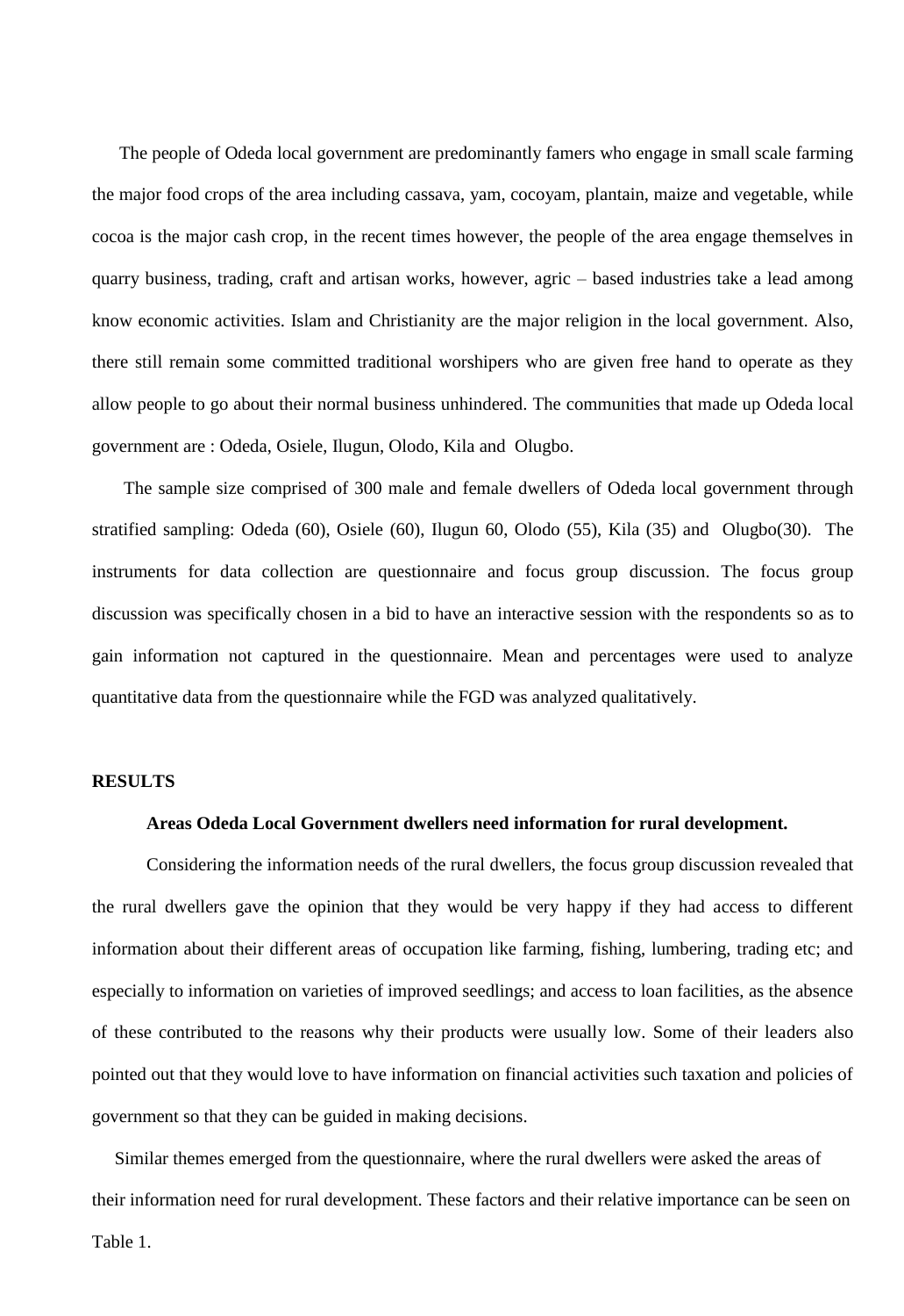The people of Odeda local government are predominantly famers who engage in small scale farming the major food crops of the area including cassava, yam, cocoyam, plantain, maize and vegetable, while cocoa is the major cash crop, in the recent times however, the people of the area engage themselves in quarry business, trading, craft and artisan works, however, agric – based industries take a lead among know economic activities. Islam and Christianity are the major religion in the local government. Also, there still remain some committed traditional worshipers who are given free hand to operate as they allow people to go about their normal business unhindered. The communities that made up Odeda local government are : Odeda, Osiele, Ilugun, Olodo, Kila and Olugbo.

The sample size comprised of 300 male and female dwellers of Odeda local government through stratified sampling: Odeda (60), Osiele (60), Ilugun 60, Olodo (55), Kila (35) and Olugbo(30). The instruments for data collection are questionnaire and focus group discussion. The focus group discussion was specifically chosen in a bid to have an interactive session with the respondents so as to gain information not captured in the questionnaire. Mean and percentages were used to analyze quantitative data from the questionnaire while the FGD was analyzed qualitatively.

## RESULTS

### Areas Odeda Local Government dwellers need information for rural development.

Considering the information needs of the rural dwellers, the focus group discussion revealed that the rural dwellers gave the opinion that they would be very happy if they had access to different information about their different areas of occupation like farming, fishing, lumbering, trading etc; and especially to information on varieties of improved seedlings; and access to loan facilities, as the absence of these contributed to the reasons why their products were usually low. Some of their leaders also pointed out that they would love to have information on financial activities such taxation and policies of government so that they can be guided in making decisions.

Similar themes emerged from the questionnaire, where the rural dwellers were asked the areas of their information need for rural development. These factors and their relative importance can be seen on Table 1.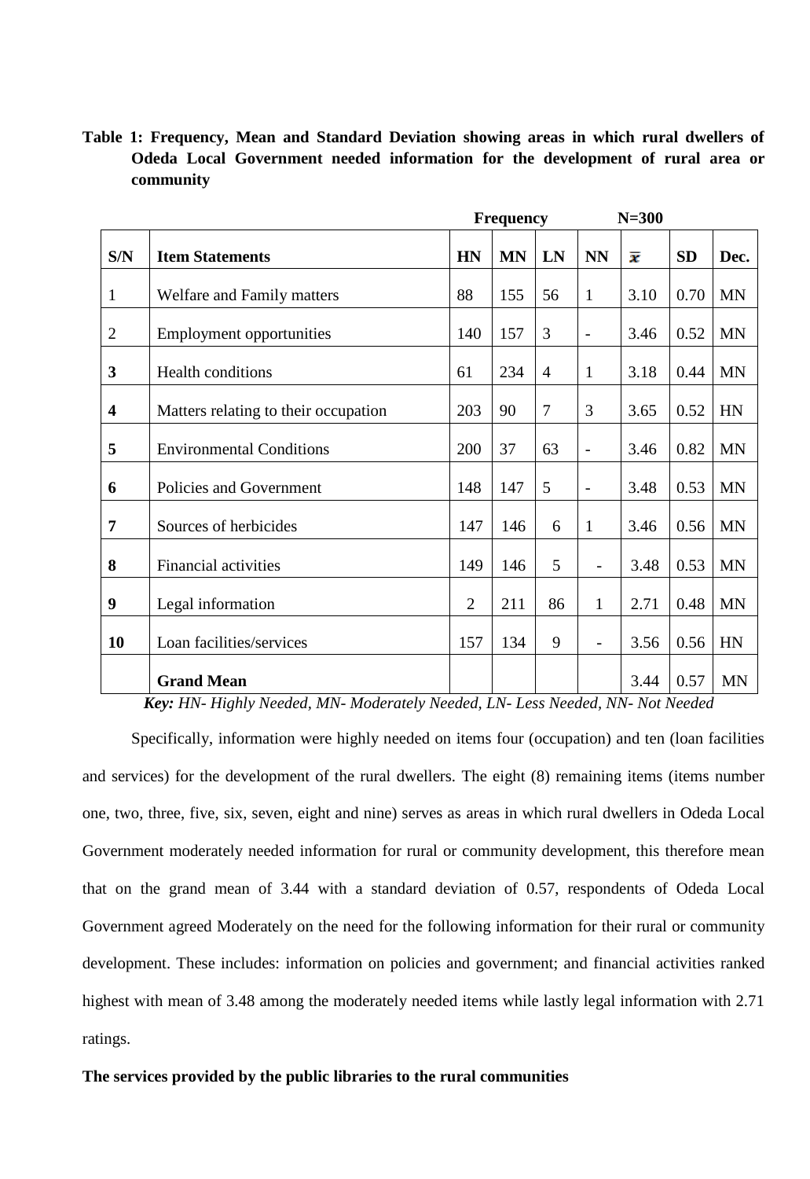**Table 1: Frequency, Mean and Standard Deviation showing areas in which rural dwellers of Odeda Local Government needed information for the development of rural area or community**

| | | Frequency | | | | N=300 | | |
|---|---|---|---|---|---|---|---|---|
| S/N | Item Statements | HN | MN | LN | NN | $\bar{x}$ | SD | Dec. |
| 1 | Welfare and Family matters | 88 | 155 | 56 | 1 | 3.10 | 0.70 | MN |
| 2 | Employment opportunities | 140 | 157 | 3 | - | 3.46 | 0.52 | MN |
| 3 | Health conditions | 61 | 234 | 4 | 1 | 3.18 | 0.44 | MN |
| 4 | Matters relating to their occupation | 203 | 90 | 7 | 3 | 3.65 | 0.52 | HN |
| 5 | Environmental Conditions | 200 | 37 | 63 | - | 3.46 | 0.82 | MN |
| 6 | Policies and Government | 148 | 147 | 5 | - | 3.48 | 0.53 | MN |
| 7 | Sources of herbicides | 147 | 146 | 6 | 1 | 3.46 | 0.56 | MN |
| 8 | Financial activities | 149 | 146 | 5 | - | 3.48 | 0.53 | MN |
| 9 | Legal information | 2 | 211 | 86 | 1 | 2.71 | 0.48 | MN |
| 10 | Loan facilities/services | 157 | 134 | 9 | - | 3.56 | 0.56 | HN |
| | **Grand Mean** | | | | | 3.44 | 0.57 | MN |

***Key:*** *HN- Highly Needed, MN- Moderately Needed, LN- Less Needed, NN- Not Needed*

Specifically, information were highly needed on items four (occupation) and ten (loan facilities and services) for the development of the rural dwellers. The eight (8) remaining items (items number one, two, three, five, six, seven, eight and nine) serves as areas in which rural dwellers in Odeda Local Government moderately needed information for rural or community development, this therefore mean that on the grand mean of 3.44 with a standard deviation of 0.57, respondents of Odeda Local Government agreed Moderately on the need for the following information for their rural or community development. These includes: information on policies and government; and financial activities ranked highest with mean of 3.48 among the moderately needed items while lastly legal information with 2.71 ratings.

**The services provided by the public libraries to the rural communities**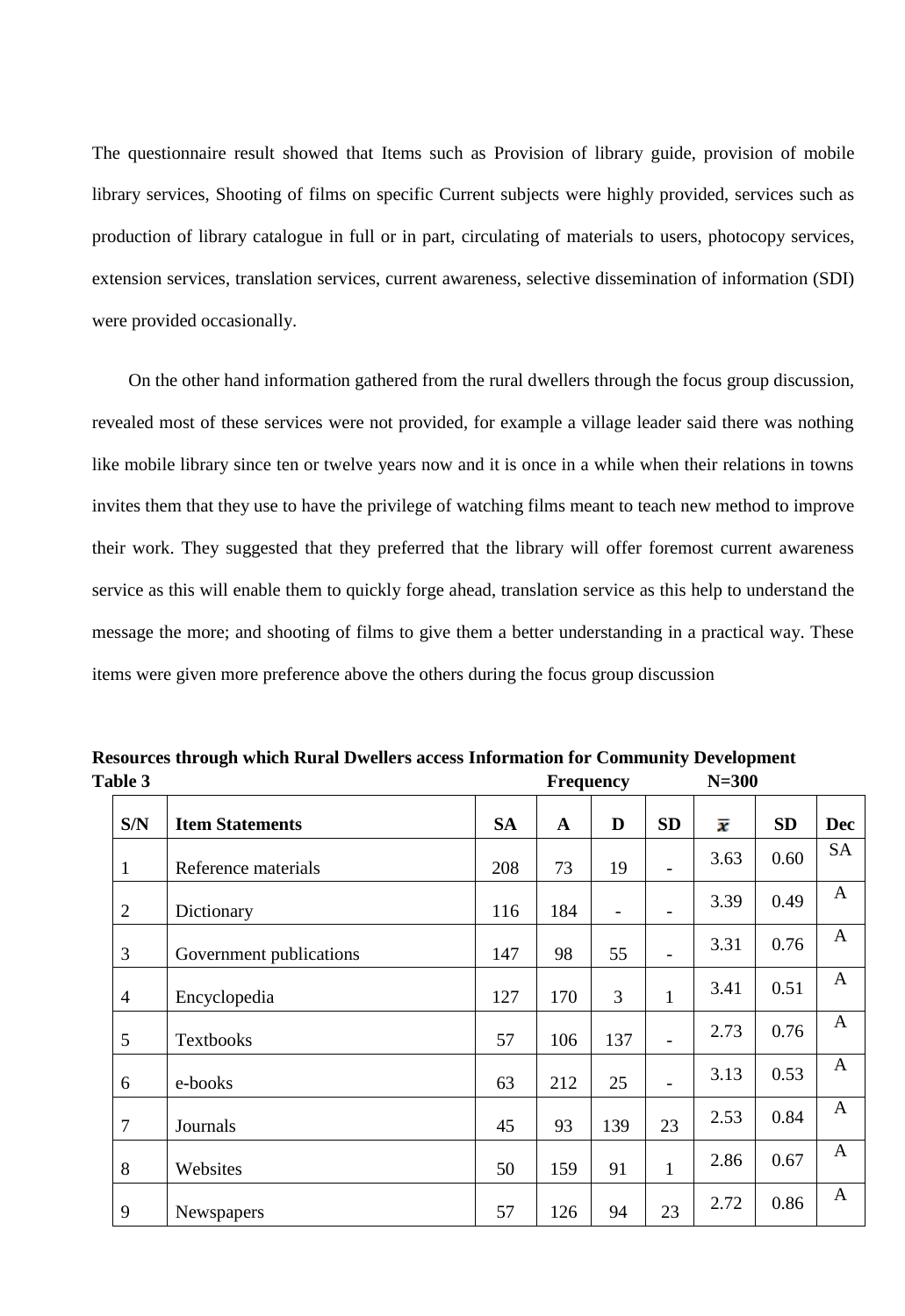The questionnaire result showed that Items such as Provision of library guide, provision of mobile library services, Shooting of films on specific Current subjects were highly provided, services such as production of library catalogue in full or in part, circulating of materials to users, photocopy services, extension services, translation services, current awareness, selective dissemination of information (SDI) were provided occasionally.

On the other hand information gathered from the rural dwellers through the focus group discussion, revealed most of these services were not provided, for example a village leader said there was nothing like mobile library since ten or twelve years now and it is once in a while when their relations in towns invites them that they use to have the privilege of watching films meant to teach new method to improve their work. They suggested that they preferred that the library will offer foremost current awareness service as this will enable them to quickly forge ahead, translation service as this help to understand the message the more; and shooting of films to give them a better understanding in a practical way. These items were given more preference above the others during the focus group discussion

**Resources through which Rural Dwellers access Information for Community Development**

**Table 3** **Frequency** **N=300**

| S/N | Item Statements | SA | A | D | SD | $\bar{x}$ | SD | Dec |
|---|---|---|---|---|---|---|---|---|
| 1 | Reference materials | 208 | 73 | 19 | - | 3.63 | 0.60 | SA |
| 2 | Dictionary | 116 | 184 | - | - | 3.39 | 0.49 | A |
| 3 | Government publications | 147 | 98 | 55 | - | 3.31 | 0.76 | A |
| 4 | Encyclopedia | 127 | 170 | 3 | 1 | 3.41 | 0.51 | A |
| 5 | Textbooks | 57 | 106 | 137 | - | 2.73 | 0.76 | A |
| 6 | e-books | 63 | 212 | 25 | - | 3.13 | 0.53 | A |
| 7 | Journals | 45 | 93 | 139 | 23 | 2.53 | 0.84 | A |
| 8 | Websites | 50 | 159 | 91 | 1 | 2.86 | 0.67 | A |
| 9 | Newspapers | 57 | 126 | 94 | 23 | 2.72 | 0.86 | A |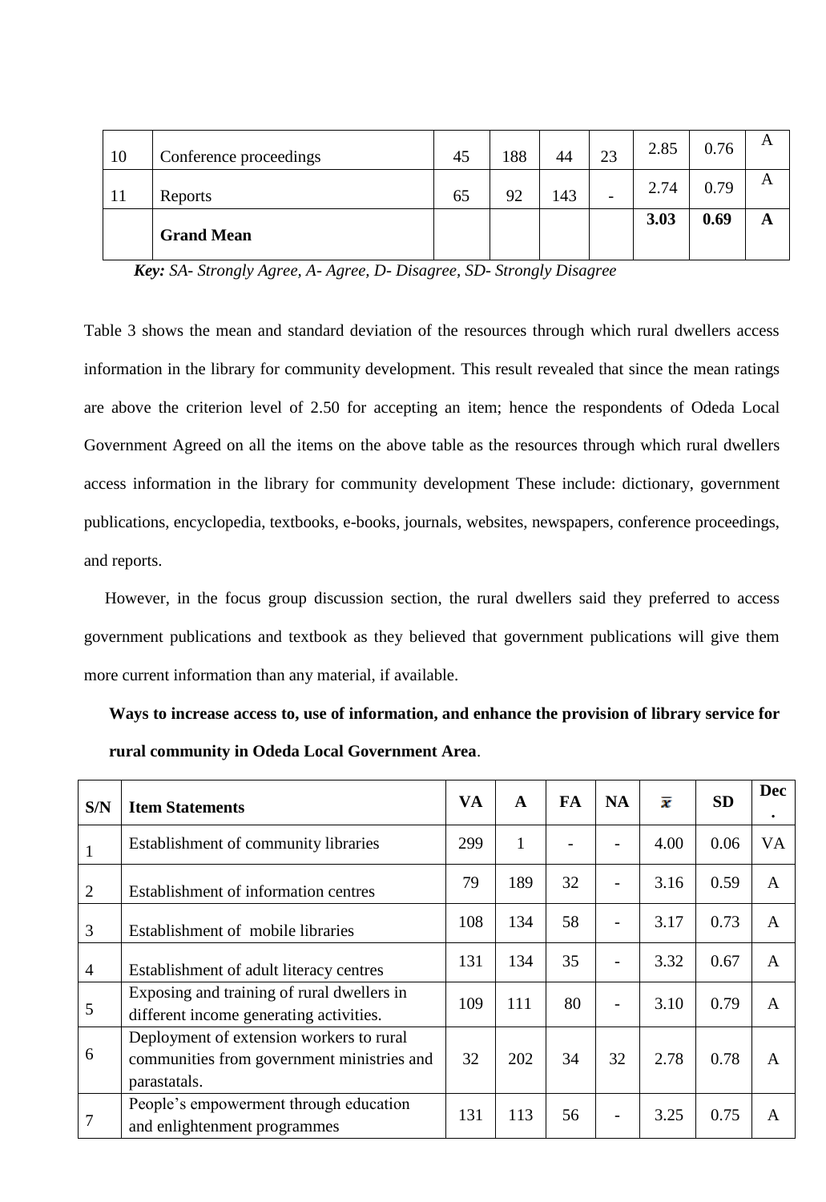| 10 | Conference proceedings | 45 | 188 | 44 | 23 | 2.85 | 0.76 | A |
|---|---|---|---|---|---|---|---|---|
| 11 | Reports | 65 | 92 | 143 | - | 2.74 | 0.79 | A |
| | **Grand Mean** | | | | | **3.03** | **0.69** | **A** |

***Key:*** *SA- Strongly Agree, A- Agree, D- Disagree, SD- Strongly Disagree*

Table 3 shows the mean and standard deviation of the resources through which rural dwellers access information in the library for community development. This result revealed that since the mean ratings are above the criterion level of 2.50 for accepting an item; hence the respondents of Odeda Local Government Agreed on all the items on the above table as the resources through which rural dwellers access information in the library for community development These include: dictionary, government publications, encyclopedia, textbooks, e-books, journals, websites, newspapers, conference proceedings, and reports.

However, in the focus group discussion section, the rural dwellers said they preferred to access government publications and textbook as they believed that government publications will give them more current information than any material, if available.

**Ways to increase access to, use of information, and enhance the provision of library service for rural community in Odeda Local Government Area**.

| S/N | Item Statements | VA | A | FA | NA | $\bar{x}$ | SD | Dec. |
|---|---|---|---|---|---|---|---|---|
| 1 | Establishment of community libraries | 299 | 1 | - | - | 4.00 | 0.06 | VA |
| 2 | Establishment of information centres | 79 | 189 | 32 | - | 3.16 | 0.59 | A |
| 3 | Establishment of mobile libraries | 108 | 134 | 58 | - | 3.17 | 0.73 | A |
| 4 | Establishment of adult literacy centres | 131 | 134 | 35 | - | 3.32 | 0.67 | A |
| 5 | Exposing and training of rural dwellers in different income generating activities. | 109 | 111 | 80 | - | 3.10 | 0.79 | A |
| 6 | Deployment of extension workers to rural communities from government ministries and parastatals. | 32 | 202 | 34 | 32 | 2.78 | 0.78 | A |
| 7 | People's empowerment through education and enlightenment programmes | 131 | 113 | 56 | - | 3.25 | 0.75 | A |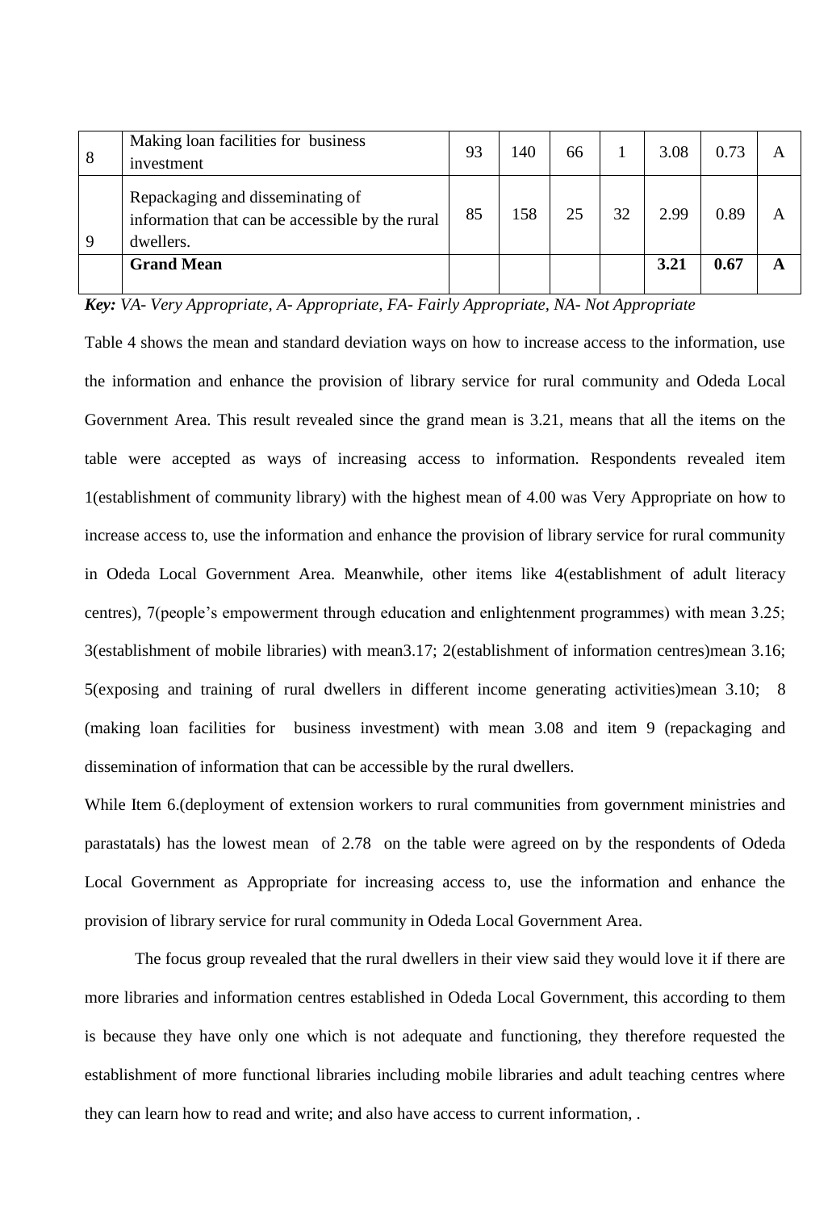| 8 | Making loan facilities for business investment | 93 | 140 | 66 | 1 | 3.08 | 0.73 | A |
|---|---|---|---|---|---|---|---|---|
| 9 | Repackaging and disseminating of information that can be accessible by the rural dwellers. | 85 | 158 | 25 | 32 | 2.99 | 0.89 | A |
| | **Grand Mean** | | | | | **3.21** | **0.67** | **A** |

***Key:*** *VA- Very Appropriate, A- Appropriate, FA- Fairly Appropriate, NA- Not Appropriate*

Table 4 shows the mean and standard deviation ways on how to increase access to the information, use the information and enhance the provision of library service for rural community and Odeda Local Government Area. This result revealed since the grand mean is 3.21, means that all the items on the table were accepted as ways of increasing access to information. Respondents revealed item 1(establishment of community library) with the highest mean of 4.00 was Very Appropriate on how to increase access to, use the information and enhance the provision of library service for rural community in Odeda Local Government Area. Meanwhile, other items like 4(establishment of adult literacy centres), 7(people's empowerment through education and enlightenment programmes) with mean 3.25; 3(establishment of mobile libraries) with mean3.17; 2(establishment of information centres)mean 3.16; 5(exposing and training of rural dwellers in different income generating activities)mean 3.10; 8 (making loan facilities for business investment) with mean 3.08 and item 9 (repackaging and dissemination of information that can be accessible by the rural dwellers.

While Item 6.(deployment of extension workers to rural communities from government ministries and parastatals) has the lowest mean of 2.78 on the table were agreed on by the respondents of Odeda Local Government as Appropriate for increasing access to, use the information and enhance the provision of library service for rural community in Odeda Local Government Area.

The focus group revealed that the rural dwellers in their view said they would love it if there are more libraries and information centres established in Odeda Local Government, this according to them is because they have only one which is not adequate and functioning, they therefore requested the establishment of more functional libraries including mobile libraries and adult teaching centres where they can learn how to read and write; and also have access to current information, .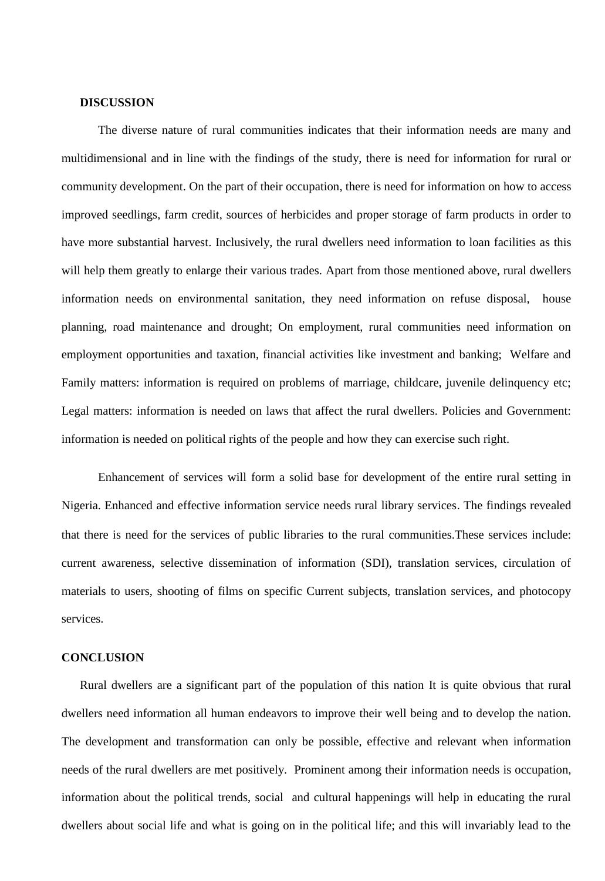**DISCUSSION**

The diverse nature of rural communities indicates that their information needs are many and multidimensional and in line with the findings of the study, there is need for information for rural or community development. On the part of their occupation, there is need for information on how to access improved seedlings, farm credit, sources of herbicides and proper storage of farm products in order to have more substantial harvest. Inclusively, the rural dwellers need information to loan facilities as this will help them greatly to enlarge their various trades. Apart from those mentioned above, rural dwellers information needs on environmental sanitation, they need information on refuse disposal, house planning, road maintenance and drought; On employment, rural communities need information on employment opportunities and taxation, financial activities like investment and banking; Welfare and Family matters: information is required on problems of marriage, childcare, juvenile delinquency etc; Legal matters: information is needed on laws that affect the rural dwellers. Policies and Government: information is needed on political rights of the people and how they can exercise such right.

Enhancement of services will form a solid base for development of the entire rural setting in Nigeria. Enhanced and effective information service needs rural library services. The findings revealed that there is need for the services of public libraries to the rural communities.These services include: current awareness, selective dissemination of information (SDI), translation services, circulation of materials to users, shooting of films on specific Current subjects, translation services, and photocopy services.

**CONCLUSION**

Rural dwellers are a significant part of the population of this nation It is quite obvious that rural dwellers need information all human endeavors to improve their well being and to develop the nation. The development and transformation can only be possible, effective and relevant when information needs of the rural dwellers are met positively. Prominent among their information needs is occupation, information about the political trends, social and cultural happenings will help in educating the rural dwellers about social life and what is going on in the political life; and this will invariably lead to the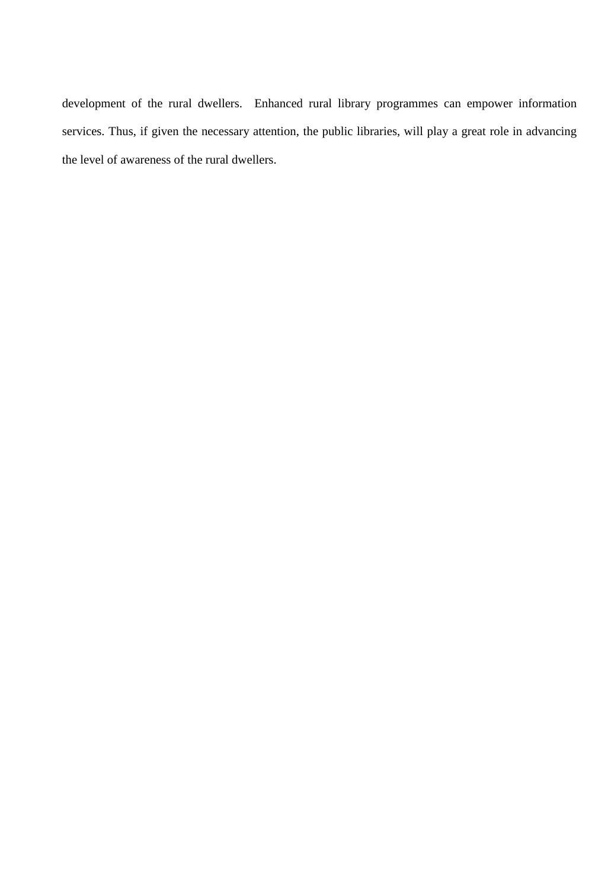development of the rural dwellers. Enhanced rural library programmes can empower information services. Thus, if given the necessary attention, the public libraries, will play a great role in advancing the level of awareness of the rural dwellers.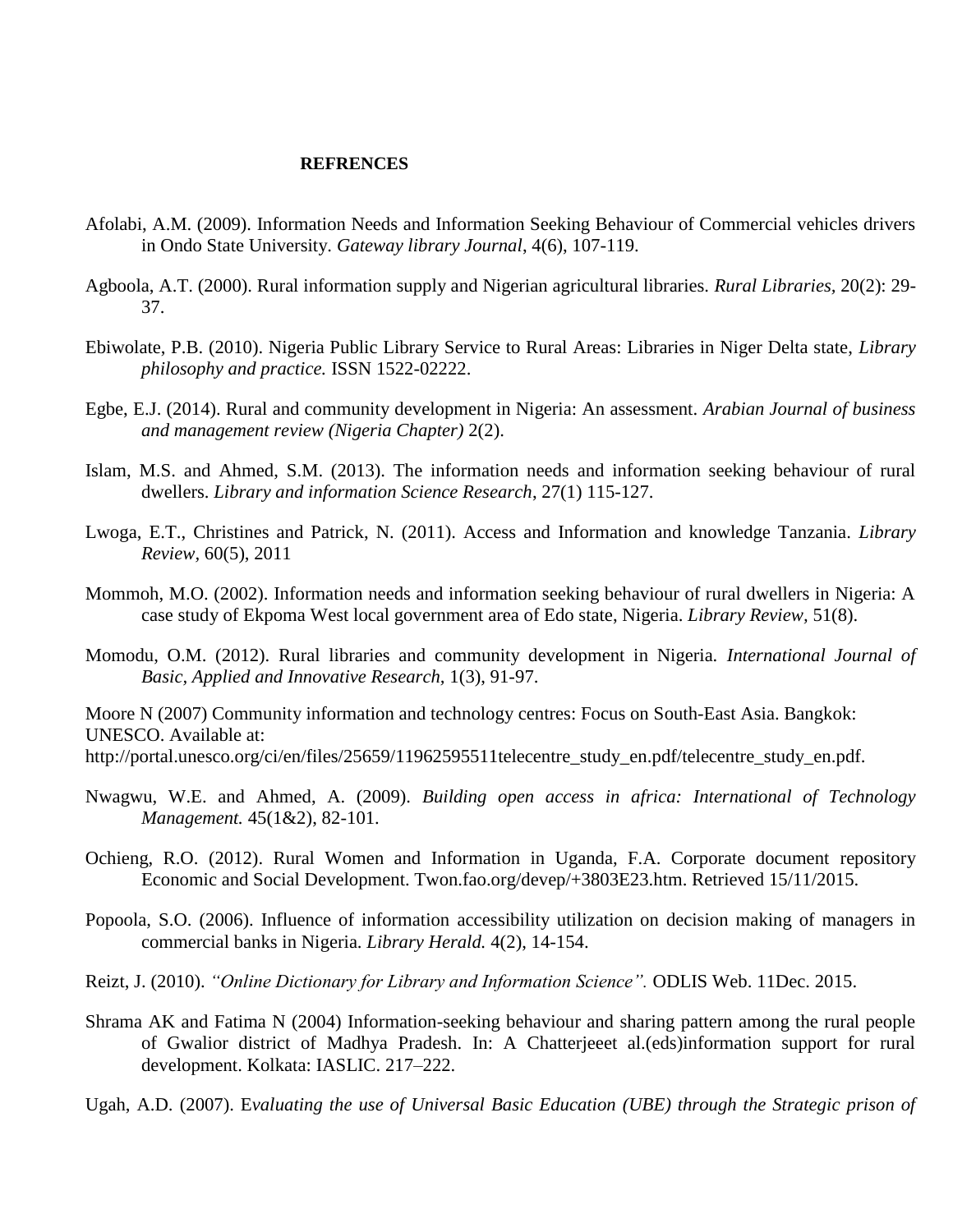**REFRENCES**

Afolabi, A.M. (2009). Information Needs and Information Seeking Behaviour of Commercial vehicles drivers in Ondo State University. *Gateway library Journal*, 4(6), 107-119.

Agboola, A.T. (2000). Rural information supply and Nigerian agricultural libraries. *Rural Libraries,* 20(2): 29-37.

Ebiwolate, P.B. (2010). Nigeria Public Library Service to Rural Areas: Libraries in Niger Delta state, *Library philosophy and practice.* ISSN 1522-02222.

Egbe, E.J. (2014). Rural and community development in Nigeria: An assessment. *Arabian Journal of business and management review (Nigeria Chapter)* 2(2).

Islam, M.S. and Ahmed, S.M. (2013). The information needs and information seeking behaviour of rural dwellers. *Library and information Science Research*, 27(1) 115-127.

Lwoga, E.T., Christines and Patrick, N. (2011). Access and Information and knowledge Tanzania. *Library Review*, 60(5), 2011

Mommoh, M.O. (2002). Information needs and information seeking behaviour of rural dwellers in Nigeria: A case study of Ekpoma West local government area of Edo state, Nigeria. *Library Review*, 51(8).

Momodu, O.M. (2012). Rural libraries and community development in Nigeria. *International Journal of Basic, Applied and Innovative Research,* 1(3), 91-97.

Moore N (2007) Community information and technology centres: Focus on South-East Asia. Bangkok: UNESCO. Available at: http://portal.unesco.org/ci/en/files/25659/11962595511telecentre_study_en.pdf/telecentre_study_en.pdf.

Nwagwu, W.E. and Ahmed, A. (2009). *Building open access in africa: International of Technology Management.* 45(1&2), 82-101.

Ochieng, R.O. (2012). Rural Women and Information in Uganda, F.A. Corporate document repository Economic and Social Development. Twon.fao.org/devep/+3803E23.htm. Retrieved 15/11/2015.

Popoola, S.O. (2006). Influence of information accessibility utilization on decision making of managers in commercial banks in Nigeria. *Library Herald.* 4(2), 14-154.

Reizt, J. (2010). *"Online Dictionary for Library and Information Science".* ODLIS Web. 11Dec. 2015.

Shrama AK and Fatima N (2004) Information-seeking behaviour and sharing pattern among the rural people of Gwalior district of Madhya Pradesh. In: A Chatterjeeet al.(eds)information support for rural development. Kolkata: IASLIC. 217–222.

Ugah, A.D. (2007). E*valuating the use of Universal Basic Education (UBE) through the Strategic prison of*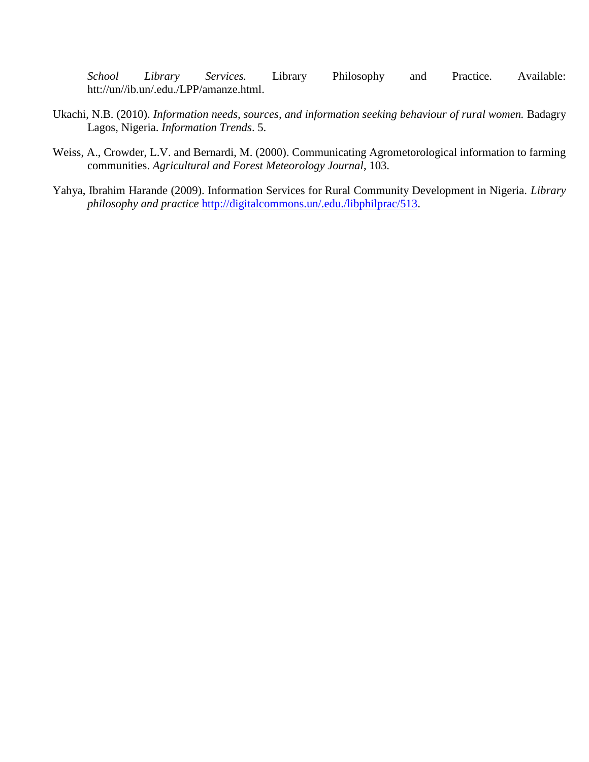*School Library Services.* Library Philosophy and Practice. Available: htt://un//ib.un/.edu./LPP/amanze.html.

Ukachi, N.B. (2010). *Information needs, sources, and information seeking behaviour of rural women.* Badagry Lagos, Nigeria. *Information Trends*. 5.

Weiss, A., Crowder, L.V. and Bernardi, M. (2000). Communicating Agrometorological information to farming communities. *Agricultural and Forest Meteorology Journal*, 103.

Yahya, Ibrahim Harande (2009). Information Services for Rural Community Development in Nigeria. *Library philosophy and practice* http://digitalcommons.un/.edu./libphilprac/513.